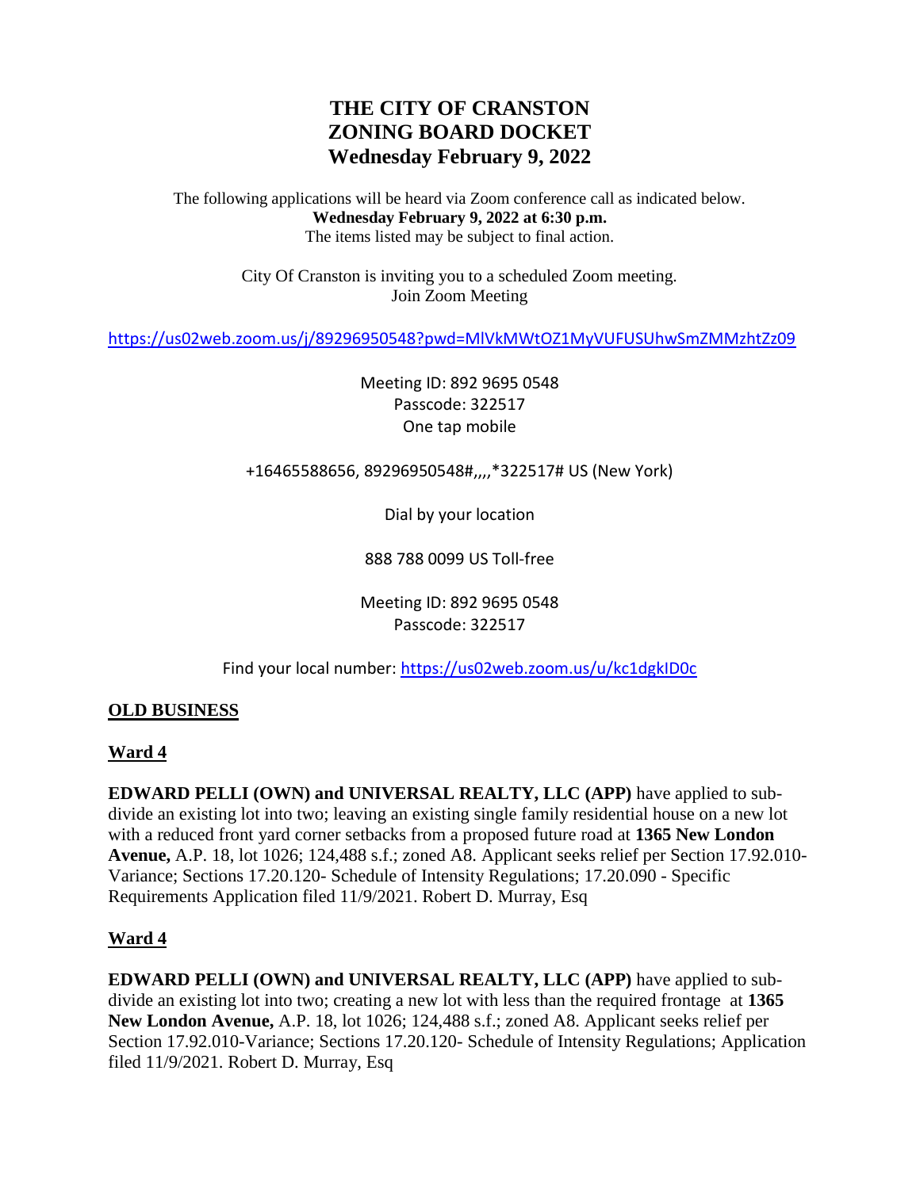# THE CITY OF CRANSTON
# ZONING BOARD DOCKET
# Wednesday February 9, 2022

The following applications will be heard via Zoom conference call as indicated below.
**Wednesday February 9, 2022 at 6:30 p.m.**
The items listed may be subject to final action.

City Of Cranston is inviting you to a scheduled Zoom meeting.
Join Zoom Meeting

https://us02web.zoom.us/j/89296950548?pwd=MlVkMWtOZ1MyVUFUSUhwSmZMMzhtZz09

Meeting ID: 892 9695 0548
Passcode: 322517
One tap mobile

+16465588656, 89296950548#,,,,*322517# US (New York)

Dial by your location

888 788 0099 US Toll-free

Meeting ID: 892 9695 0548
Passcode: 322517

Find your local number: https://us02web.zoom.us/u/kc1dgkID0c

## OLD BUSINESS

### Ward 4

**EDWARD PELLI (OWN) and UNIVERSAL REALTY, LLC (APP)** have applied to sub-divide an existing lot into two; leaving an existing single family residential house on a new lot with a reduced front yard corner setbacks from a proposed future road at **1365 New London Avenue,** A.P. 18, lot 1026; 124,488 s.f.; zoned A8. Applicant seeks relief per Section 17.92.010-Variance; Sections 17.20.120- Schedule of Intensity Regulations; 17.20.090 - Specific Requirements Application filed 11/9/2021. Robert D. Murray, Esq

### Ward 4

**EDWARD PELLI (OWN) and UNIVERSAL REALTY, LLC (APP)** have applied to sub-divide an existing lot into two; creating a new lot with less than the required frontage at **1365 New London Avenue,** A.P. 18, lot 1026; 124,488 s.f.; zoned A8. Applicant seeks relief per Section 17.92.010-Variance; Sections 17.20.120- Schedule of Intensity Regulations; Application filed 11/9/2021. Robert D. Murray, Esq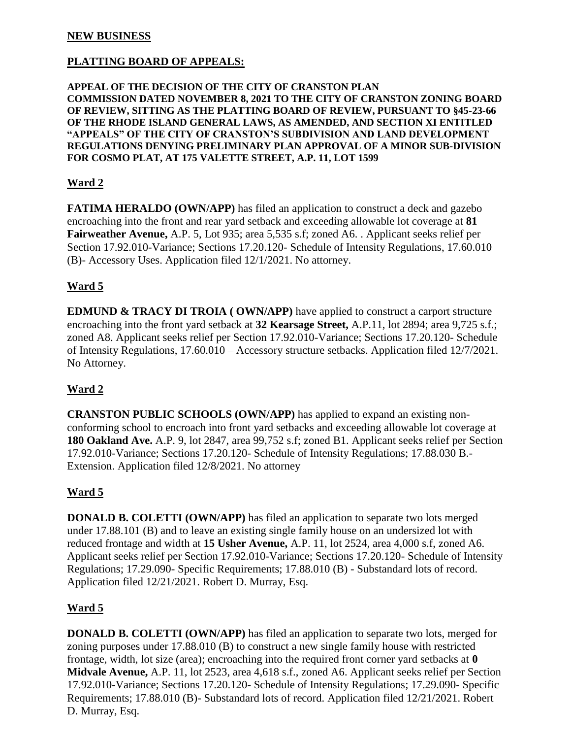**NEW BUSINESS**

**PLATTING BOARD OF APPEALS:**

**APPEAL OF THE DECISION OF THE CITY OF CRANSTON PLAN COMMISSION DATED NOVEMBER 8, 2021 TO THE CITY OF CRANSTON ZONING BOARD OF REVIEW, SITTING AS THE PLATTING BOARD OF REVIEW, PURSUANT TO §45-23-66 OF THE RHODE ISLAND GENERAL LAWS, AS AMENDED, AND SECTION XI ENTITLED "APPEALS" OF THE CITY OF CRANSTON'S SUBDIVISION AND LAND DEVELOPMENT REGULATIONS DENYING PRELIMINARY PLAN APPROVAL OF A MINOR SUB-DIVISION FOR COSMO PLAT, AT 175 VALETTE STREET, A.P. 11, LOT 1599**

**Ward 2**

**FATIMA HERALDO (OWN/APP)** has filed an application to construct a deck and gazebo encroaching into the front and rear yard setback and exceeding allowable lot coverage at **81 Fairweather Avenue,** A.P. 5, Lot 935; area 5,535 s.f; zoned A6. . Applicant seeks relief per Section 17.92.010-Variance; Sections 17.20.120- Schedule of Intensity Regulations, 17.60.010 (B)- Accessory Uses. Application filed 12/1/2021. No attorney.

**Ward 5**

**EDMUND & TRACY DI TROIA ( OWN/APP)** have applied to construct a carport structure encroaching into the front yard setback at **32 Kearsage Street,** A.P.11, lot 2894; area 9,725 s.f.; zoned A8. Applicant seeks relief per Section 17.92.010-Variance; Sections 17.20.120- Schedule of Intensity Regulations, 17.60.010 – Accessory structure setbacks. Application filed 12/7/2021. No Attorney.

**Ward 2**

**CRANSTON PUBLIC SCHOOLS (OWN/APP)** has applied to expand an existing non-conforming school to encroach into front yard setbacks and exceeding allowable lot coverage at **180 Oakland Ave.** A.P. 9, lot 2847, area 99,752 s.f; zoned B1. Applicant seeks relief per Section 17.92.010-Variance; Sections 17.20.120- Schedule of Intensity Regulations; 17.88.030 B.- Extension. Application filed 12/8/2021. No attorney

**Ward 5**

**DONALD B. COLETTI (OWN/APP)** has filed an application to separate two lots merged under 17.88.101 (B) and to leave an existing single family house on an undersized lot with reduced frontage and width at **15 Usher Avenue,** A.P. 11, lot 2524, area 4,000 s.f, zoned A6. Applicant seeks relief per Section 17.92.010-Variance; Sections 17.20.120- Schedule of Intensity Regulations; 17.29.090- Specific Requirements; 17.88.010 (B) - Substandard lots of record. Application filed 12/21/2021. Robert D. Murray, Esq.

**Ward 5**

**DONALD B. COLETTI (OWN/APP)** has filed an application to separate two lots, merged for zoning purposes under 17.88.010 (B) to construct a new single family house with restricted frontage, width, lot size (area); encroaching into the required front corner yard setbacks at **0 Midvale Avenue,** A.P. 11, lot 2523, area 4,618 s.f., zoned A6. Applicant seeks relief per Section 17.92.010-Variance; Sections 17.20.120- Schedule of Intensity Regulations; 17.29.090- Specific Requirements; 17.88.010 (B)- Substandard lots of record. Application filed 12/21/2021. Robert D. Murray, Esq.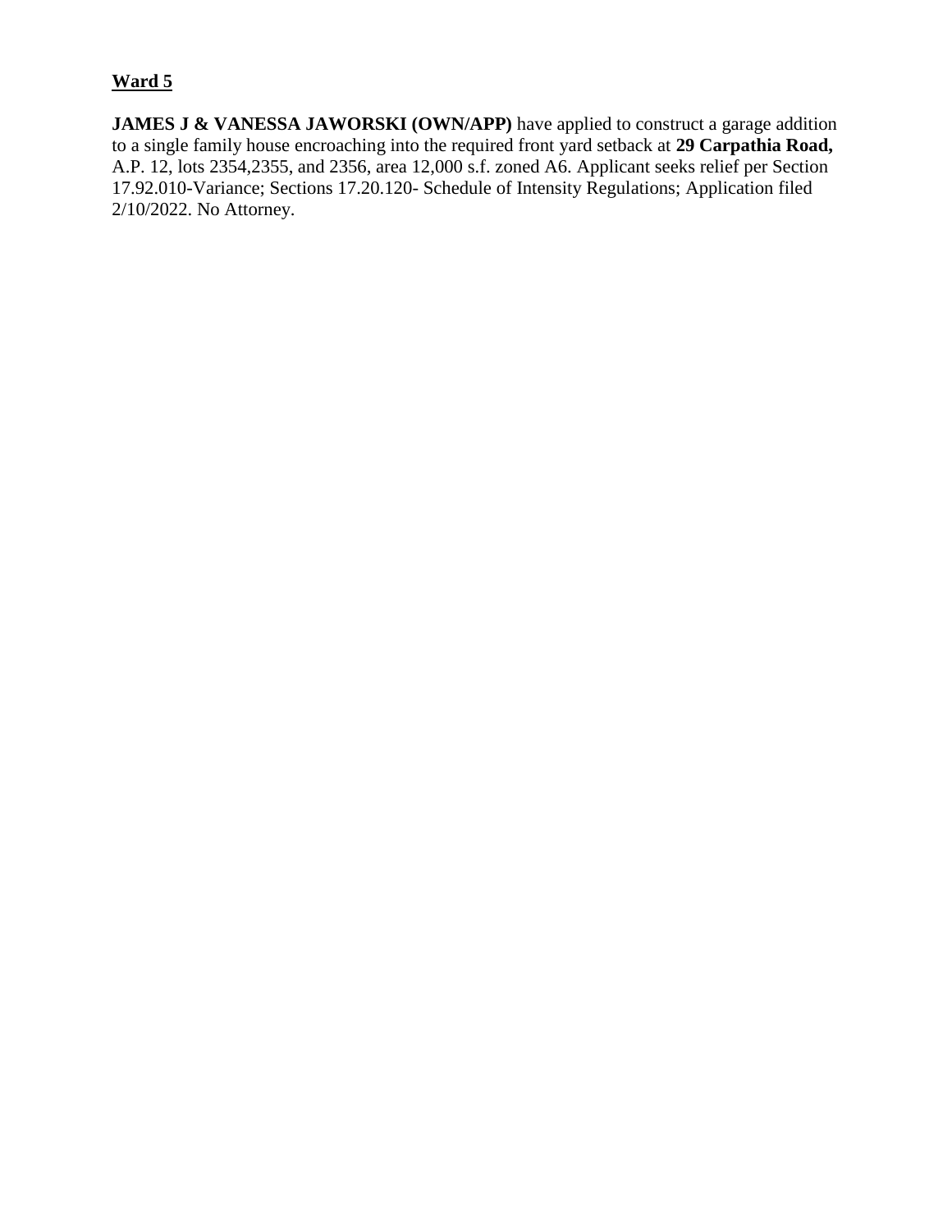**Ward 5**

**JAMES J & VANESSA JAWORSKI (OWN/APP)** have applied to construct a garage addition to a single family house encroaching into the required front yard setback at **29 Carpathia Road,** A.P. 12, lots 2354,2355, and 2356, area 12,000 s.f. zoned A6. Applicant seeks relief per Section 17.92.010-Variance; Sections 17.20.120- Schedule of Intensity Regulations; Application filed 2/10/2022. No Attorney.